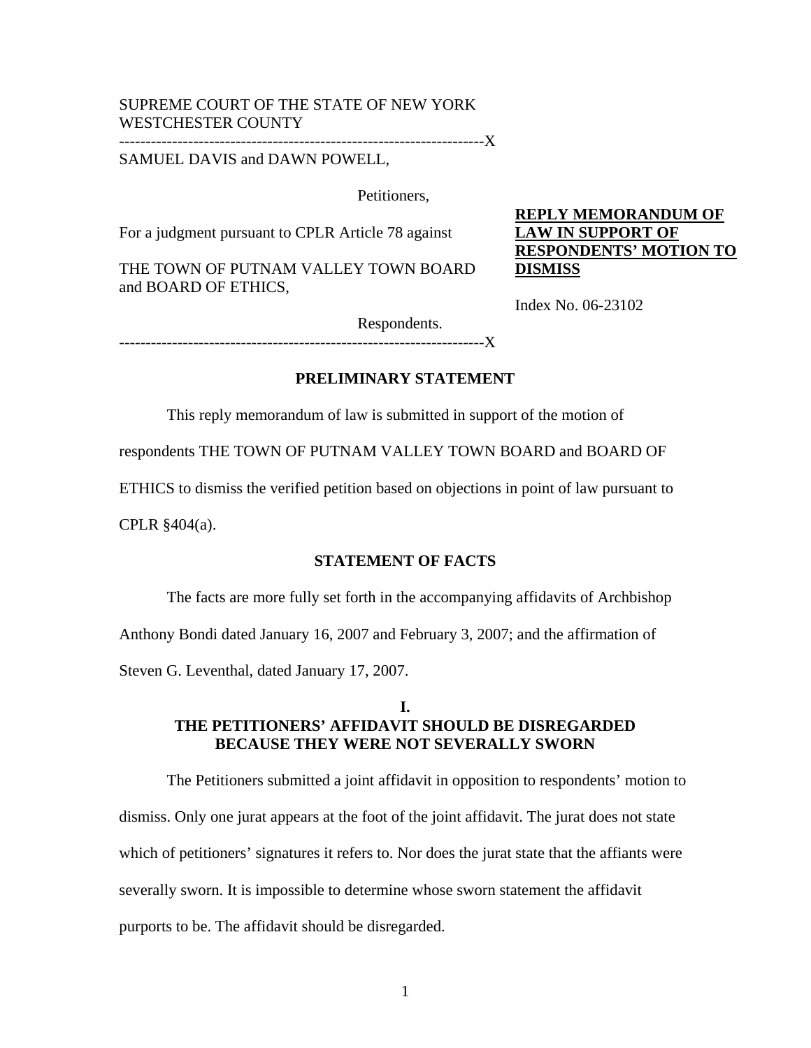SUPREME COURT OF THE STATE OF NEW YORK
WESTCHESTER COUNTY

-------------------------------------------------------------------X

SAMUEL DAVIS and DAWN POWELL,

Petitioners,

For a judgment pursuant to CPLR Article 78 against

THE TOWN OF PUTNAM VALLEY TOWN BOARD and BOARD OF ETHICS,

Respondents.

-------------------------------------------------------------------X

**REPLY MEMORANDUM OF LAW IN SUPPORT OF RESPONDENTS' MOTION TO DISMISS**

Index No. 06-23102

## PRELIMINARY STATEMENT

This reply memorandum of law is submitted in support of the motion of respondents THE TOWN OF PUTNAM VALLEY TOWN BOARD and BOARD OF ETHICS to dismiss the verified petition based on objections in point of law pursuant to CPLR §404(a).

## STATEMENT OF FACTS

The facts are more fully set forth in the accompanying affidavits of Archbishop Anthony Bondi dated January 16, 2007 and February 3, 2007; and the affirmation of Steven G. Leventhal, dated January 17, 2007.

## I.
## THE PETITIONERS' AFFIDAVIT SHOULD BE DISREGARDED BECAUSE THEY WERE NOT SEVERALLY SWORN

The Petitioners submitted a joint affidavit in opposition to respondents' motion to dismiss. Only one jurat appears at the foot of the joint affidavit. The jurat does not state which of petitioners' signatures it refers to. Nor does the jurat state that the affiants were severally sworn. It is impossible to determine whose sworn statement the affidavit purports to be. The affidavit should be disregarded.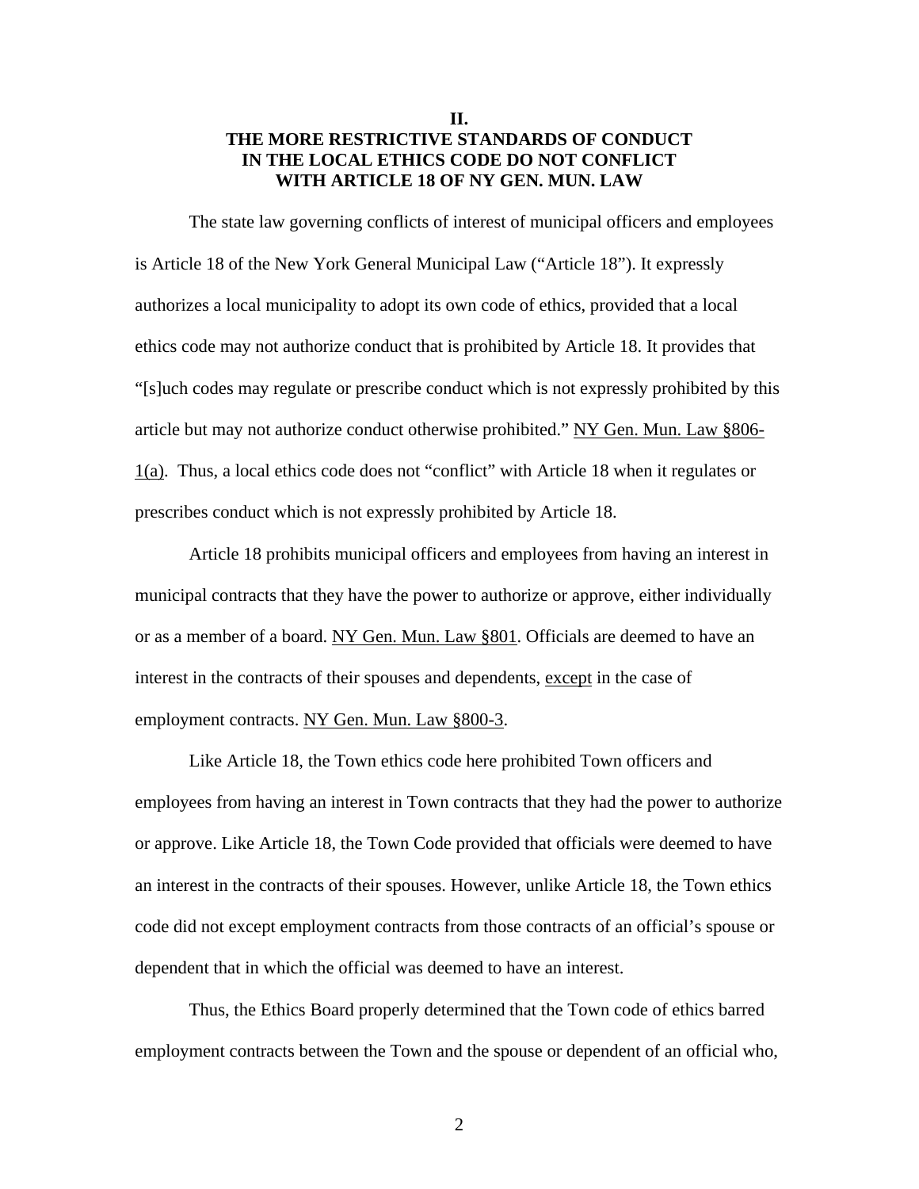## II.
## THE MORE RESTRICTIVE STANDARDS OF CONDUCT IN THE LOCAL ETHICS CODE DO NOT CONFLICT WITH ARTICLE 18 OF NY GEN. MUN. LAW

The state law governing conflicts of interest of municipal officers and employees is Article 18 of the New York General Municipal Law ("Article 18"). It expressly authorizes a local municipality to adopt its own code of ethics, provided that a local ethics code may not authorize conduct that is prohibited by Article 18. It provides that "[s]uch codes may regulate or prescribe conduct which is not expressly prohibited by this article but may not authorize conduct otherwise prohibited." NY Gen. Mun. Law §806-1(a). Thus, a local ethics code does not "conflict" with Article 18 when it regulates or prescribes conduct which is not expressly prohibited by Article 18.

Article 18 prohibits municipal officers and employees from having an interest in municipal contracts that they have the power to authorize or approve, either individually or as a member of a board. NY Gen. Mun. Law §801. Officials are deemed to have an interest in the contracts of their spouses and dependents, except in the case of employment contracts. NY Gen. Mun. Law §800-3.

Like Article 18, the Town ethics code here prohibited Town officers and employees from having an interest in Town contracts that they had the power to authorize or approve. Like Article 18, the Town Code provided that officials were deemed to have an interest in the contracts of their spouses. However, unlike Article 18, the Town ethics code did not except employment contracts from those contracts of an official's spouse or dependent that in which the official was deemed to have an interest.

Thus, the Ethics Board properly determined that the Town code of ethics barred employment contracts between the Town and the spouse or dependent of an official who,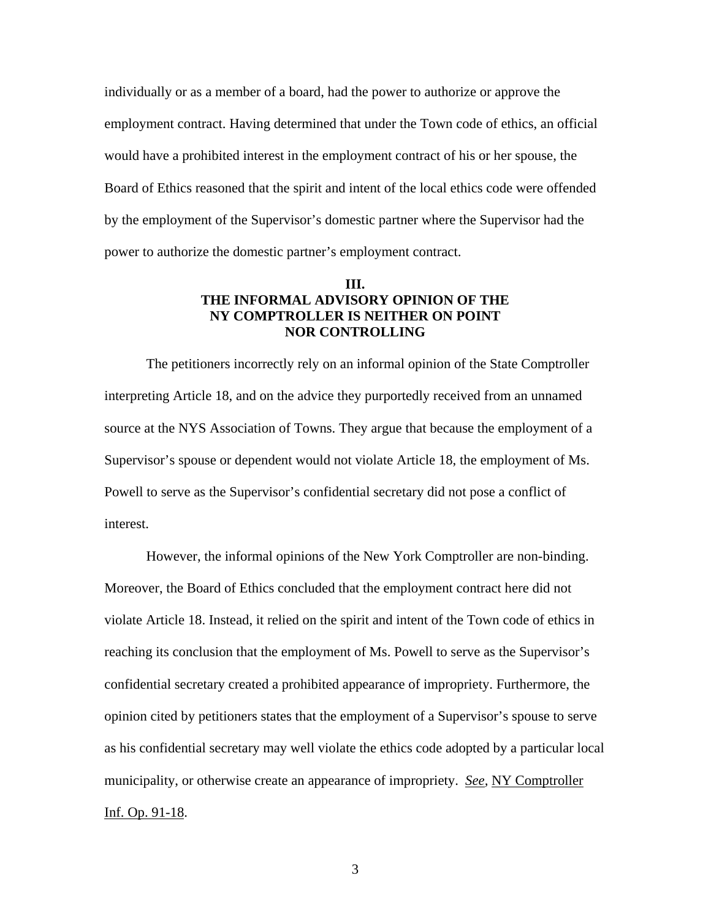individually or as a member of a board, had the power to authorize or approve the employment contract. Having determined that under the Town code of ethics, an official would have a prohibited interest in the employment contract of his or her spouse, the Board of Ethics reasoned that the spirit and intent of the local ethics code were offended by the employment of the Supervisor's domestic partner where the Supervisor had the power to authorize the domestic partner's employment contract.

## III.
## THE INFORMAL ADVISORY OPINION OF THE NY COMPTROLLER IS NEITHER ON POINT NOR CONTROLLING

The petitioners incorrectly rely on an informal opinion of the State Comptroller interpreting Article 18, and on the advice they purportedly received from an unnamed source at the NYS Association of Towns. They argue that because the employment of a Supervisor's spouse or dependent would not violate Article 18, the employment of Ms. Powell to serve as the Supervisor's confidential secretary did not pose a conflict of interest.

However, the informal opinions of the New York Comptroller are non-binding. Moreover, the Board of Ethics concluded that the employment contract here did not violate Article 18. Instead, it relied on the spirit and intent of the Town code of ethics in reaching its conclusion that the employment of Ms. Powell to serve as the Supervisor's confidential secretary created a prohibited appearance of impropriety. Furthermore, the opinion cited by petitioners states that the employment of a Supervisor's spouse to serve as his confidential secretary may well violate the ethics code adopted by a particular local municipality, or otherwise create an appearance of impropriety. *See*, NY Comptroller Inf. Op. 91-18.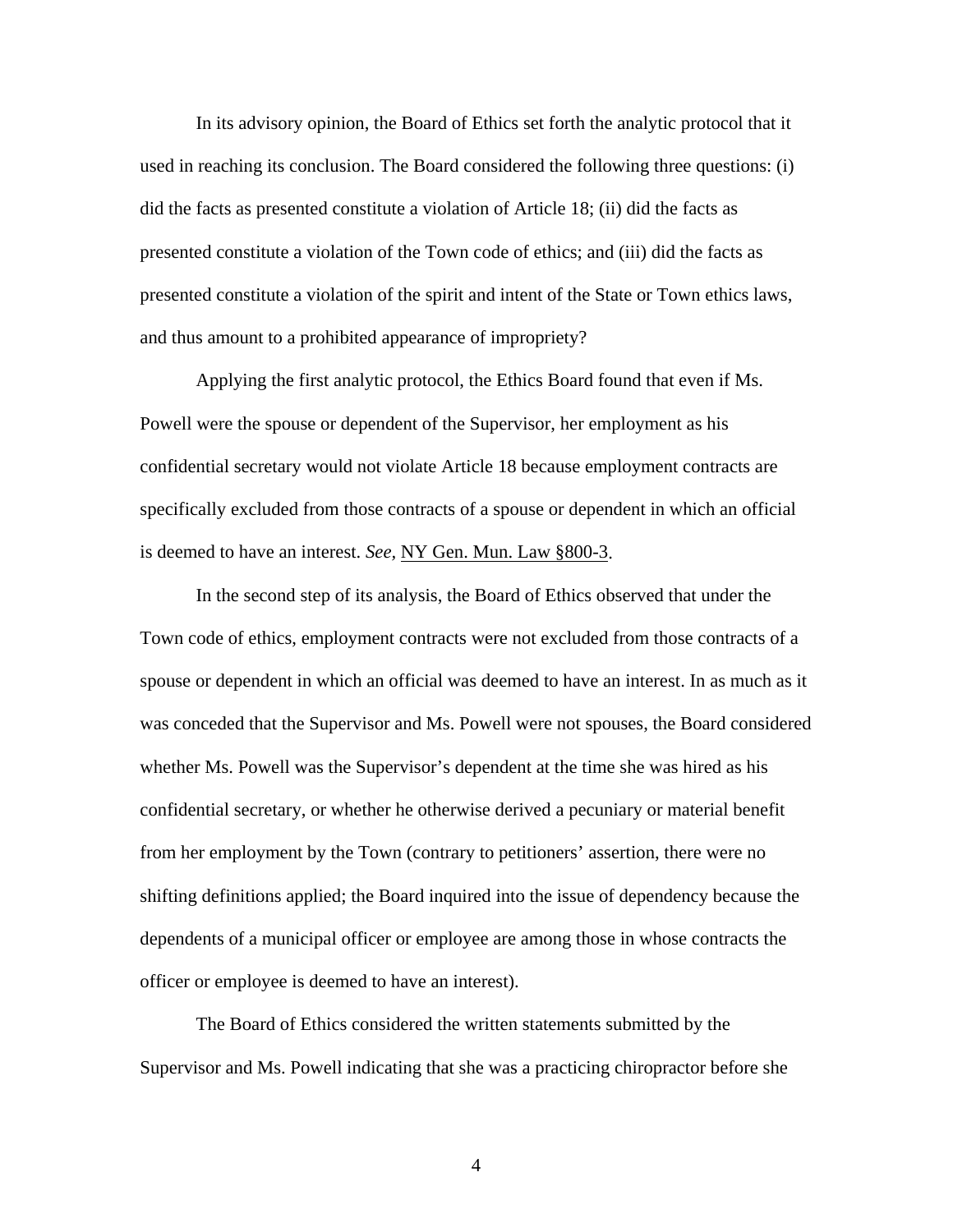In its advisory opinion, the Board of Ethics set forth the analytic protocol that it used in reaching its conclusion. The Board considered the following three questions: (i) did the facts as presented constitute a violation of Article 18; (ii) did the facts as presented constitute a violation of the Town code of ethics; and (iii) did the facts as presented constitute a violation of the spirit and intent of the State or Town ethics laws, and thus amount to a prohibited appearance of impropriety?

Applying the first analytic protocol, the Ethics Board found that even if Ms. Powell were the spouse or dependent of the Supervisor, her employment as his confidential secretary would not violate Article 18 because employment contracts are specifically excluded from those contracts of a spouse or dependent in which an official is deemed to have an interest. *See*, NY Gen. Mun. Law §800-3.

In the second step of its analysis, the Board of Ethics observed that under the Town code of ethics, employment contracts were not excluded from those contracts of a spouse or dependent in which an official was deemed to have an interest. In as much as it was conceded that the Supervisor and Ms. Powell were not spouses, the Board considered whether Ms. Powell was the Supervisor's dependent at the time she was hired as his confidential secretary, or whether he otherwise derived a pecuniary or material benefit from her employment by the Town (contrary to petitioners' assertion, there were no shifting definitions applied; the Board inquired into the issue of dependency because the dependents of a municipal officer or employee are among those in whose contracts the officer or employee is deemed to have an interest).

The Board of Ethics considered the written statements submitted by the Supervisor and Ms. Powell indicating that she was a practicing chiropractor before she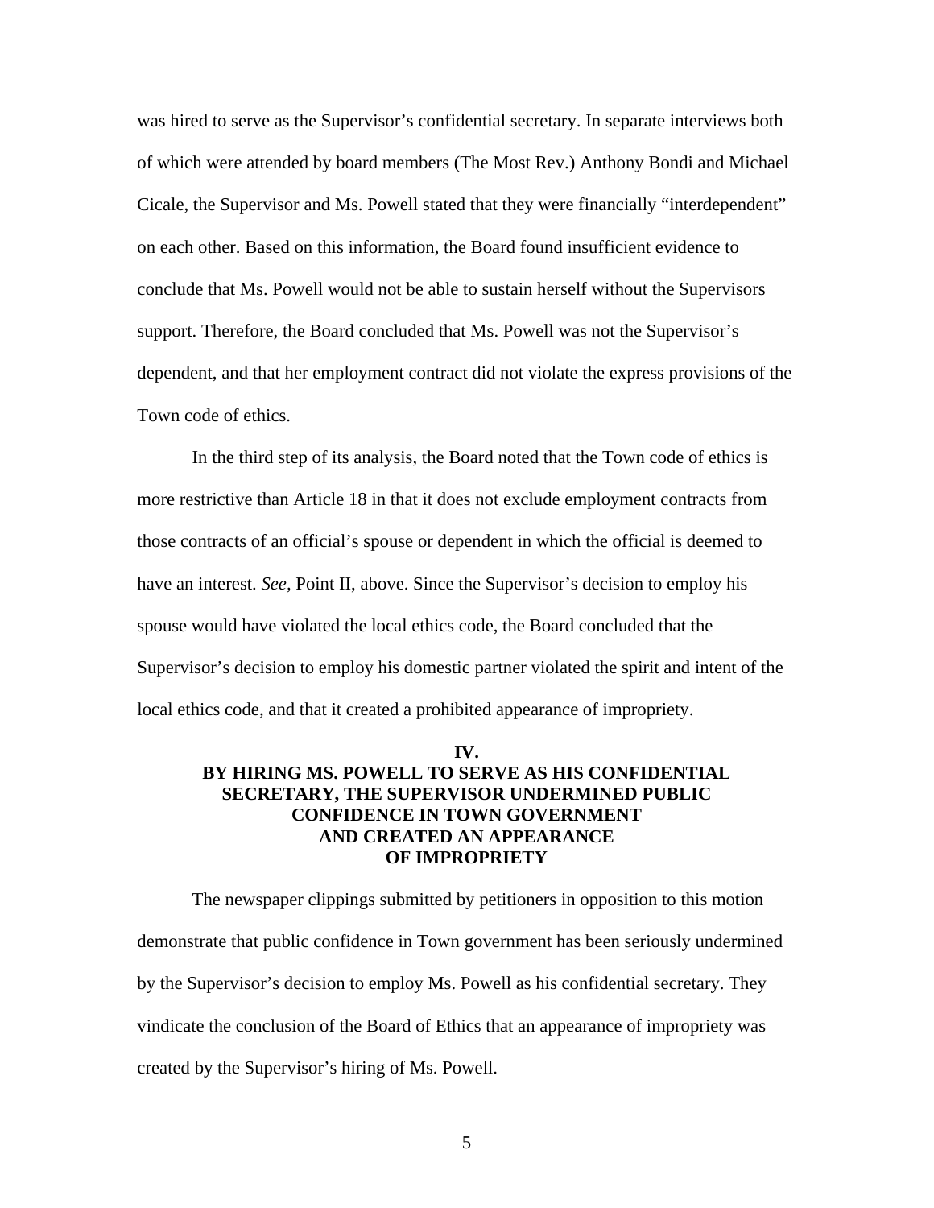was hired to serve as the Supervisor's confidential secretary. In separate interviews both of which were attended by board members (The Most Rev.) Anthony Bondi and Michael Cicale, the Supervisor and Ms. Powell stated that they were financially "interdependent" on each other. Based on this information, the Board found insufficient evidence to conclude that Ms. Powell would not be able to sustain herself without the Supervisors support. Therefore, the Board concluded that Ms. Powell was not the Supervisor's dependent, and that her employment contract did not violate the express provisions of the Town code of ethics.

In the third step of its analysis, the Board noted that the Town code of ethics is more restrictive than Article 18 in that it does not exclude employment contracts from those contracts of an official's spouse or dependent in which the official is deemed to have an interest. *See,* Point II, above. Since the Supervisor's decision to employ his spouse would have violated the local ethics code, the Board concluded that the Supervisor's decision to employ his domestic partner violated the spirit and intent of the local ethics code, and that it created a prohibited appearance of impropriety.

## IV.
## BY HIRING MS. POWELL TO SERVE AS HIS CONFIDENTIAL SECRETARY, THE SUPERVISOR UNDERMINED PUBLIC CONFIDENCE IN TOWN GOVERNMENT AND CREATED AN APPEARANCE OF IMPROPRIETY

The newspaper clippings submitted by petitioners in opposition to this motion demonstrate that public confidence in Town government has been seriously undermined by the Supervisor's decision to employ Ms. Powell as his confidential secretary. They vindicate the conclusion of the Board of Ethics that an appearance of impropriety was created by the Supervisor's hiring of Ms. Powell.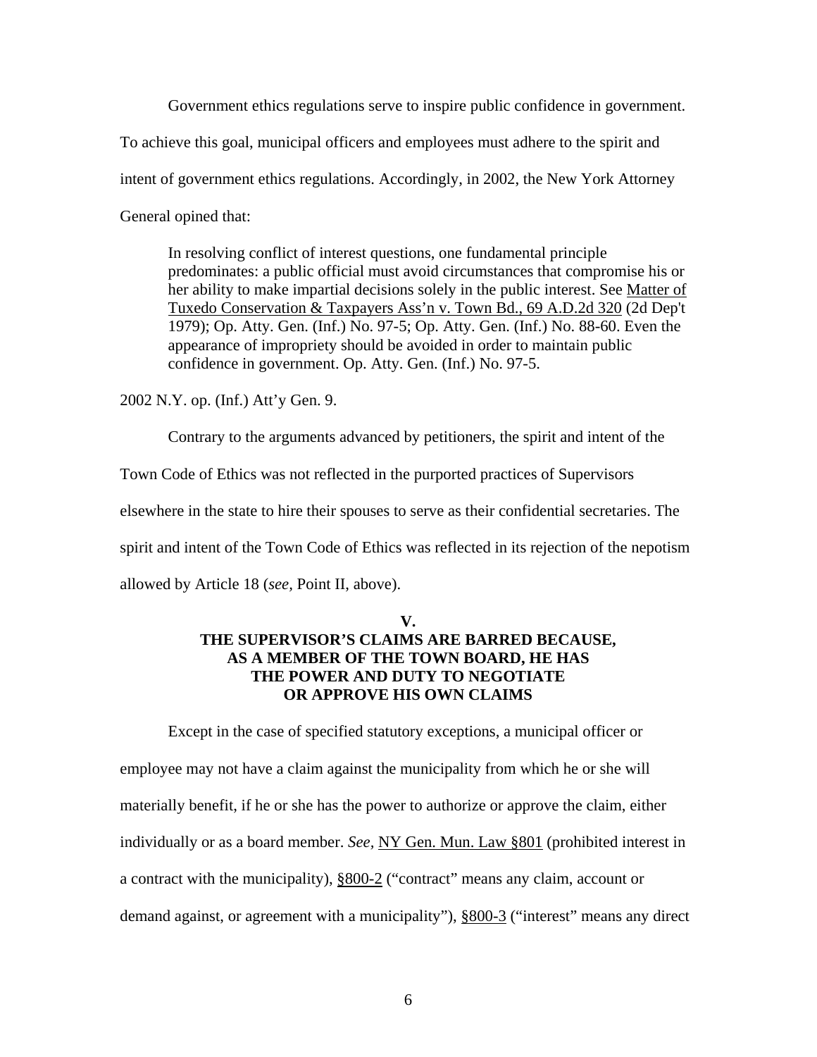Government ethics regulations serve to inspire public confidence in government. To achieve this goal, municipal officers and employees must adhere to the spirit and intent of government ethics regulations. Accordingly, in 2002, the New York Attorney General opined that:

> In resolving conflict of interest questions, one fundamental principle predominates: a public official must avoid circumstances that compromise his or her ability to make impartial decisions solely in the public interest. See Matter of Tuxedo Conservation & Taxpayers Ass'n v. Town Bd., 69 A.D.2d 320 (2d Dep't 1979); Op. Atty. Gen. (Inf.) No. 97-5; Op. Atty. Gen. (Inf.) No. 88-60. Even the appearance of impropriety should be avoided in order to maintain public confidence in government. Op. Atty. Gen. (Inf.) No. 97-5.

2002 N.Y. op. (Inf.) Att'y Gen. 9.

Contrary to the arguments advanced by petitioners, the spirit and intent of the Town Code of Ethics was not reflected in the purported practices of Supervisors elsewhere in the state to hire their spouses to serve as their confidential secretaries. The spirit and intent of the Town Code of Ethics was reflected in its rejection of the nepotism allowed by Article 18 (*see,* Point II, above).

## V.
## THE SUPERVISOR'S CLAIMS ARE BARRED BECAUSE, AS A MEMBER OF THE TOWN BOARD, HE HAS THE POWER AND DUTY TO NEGOTIATE OR APPROVE HIS OWN CLAIMS

Except in the case of specified statutory exceptions, a municipal officer or employee may not have a claim against the municipality from which he or she will materially benefit, if he or she has the power to authorize or approve the claim, either individually or as a board member. *See,* NY Gen. Mun. Law §801 (prohibited interest in a contract with the municipality), §800-2 ("contract" means any claim, account or demand against, or agreement with a municipality"), §800-3 ("interest" means any direct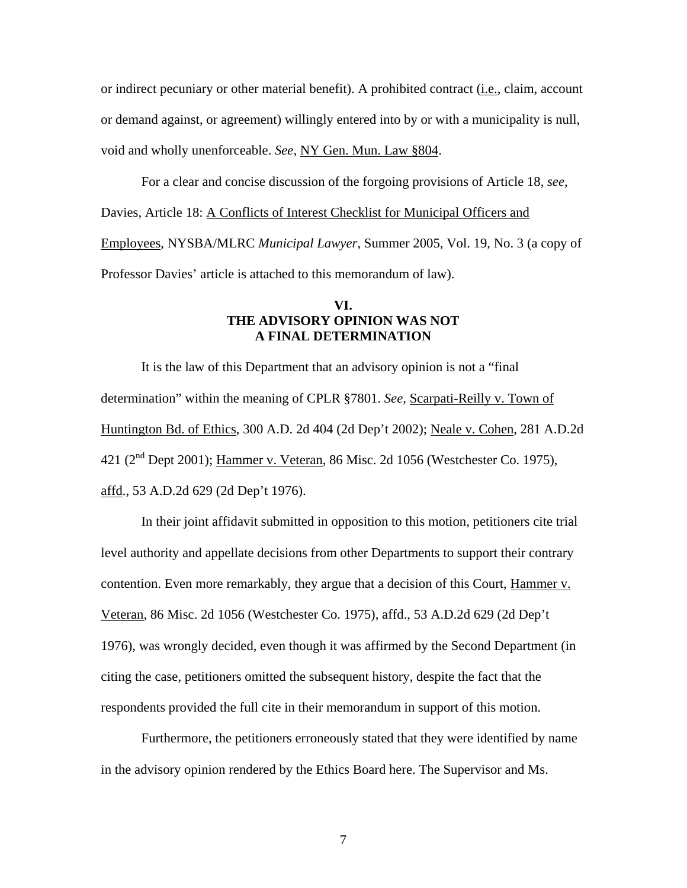or indirect pecuniary or other material benefit). A prohibited contract (i.e., claim, account or demand against, or agreement) willingly entered into by or with a municipality is null, void and wholly unenforceable. *See*, NY Gen. Mun. Law §804.

For a clear and concise discussion of the forgoing provisions of Article 18, *see*, Davies, Article 18: A Conflicts of Interest Checklist for Municipal Officers and Employees, NYSBA/MLRC *Municipal Lawyer*, Summer 2005, Vol. 19, No. 3 (a copy of Professor Davies' article is attached to this memorandum of law).

## VI.
## THE ADVISORY OPINION WAS NOT A FINAL DETERMINATION

It is the law of this Department that an advisory opinion is not a "final determination" within the meaning of CPLR §7801. *See,* Scarpati-Reilly v. Town of Huntington Bd. of Ethics, 300 A.D. 2d 404 (2d Dep't 2002); Neale v. Cohen, 281 A.D.2d 421 (2nd Dept 2001); Hammer v. Veteran, 86 Misc. 2d 1056 (Westchester Co. 1975), affd., 53 A.D.2d 629 (2d Dep't 1976).

In their joint affidavit submitted in opposition to this motion, petitioners cite trial level authority and appellate decisions from other Departments to support their contrary contention. Even more remarkably, they argue that a decision of this Court, Hammer v. Veteran, 86 Misc. 2d 1056 (Westchester Co. 1975), affd., 53 A.D.2d 629 (2d Dep't 1976), was wrongly decided, even though it was affirmed by the Second Department (in citing the case, petitioners omitted the subsequent history, despite the fact that the respondents provided the full cite in their memorandum in support of this motion.

Furthermore, the petitioners erroneously stated that they were identified by name in the advisory opinion rendered by the Ethics Board here. The Supervisor and Ms.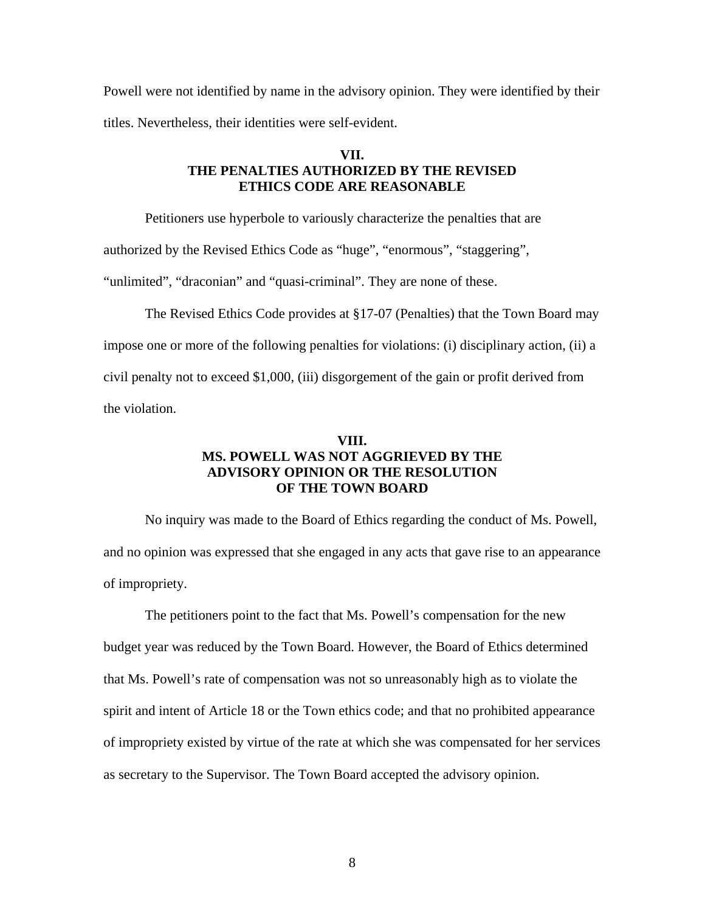Powell were not identified by name in the advisory opinion. They were identified by their titles. Nevertheless, their identities were self-evident.

## VII.
## THE PENALTIES AUTHORIZED BY THE REVISED ETHICS CODE ARE REASONABLE

Petitioners use hyperbole to variously characterize the penalties that are authorized by the Revised Ethics Code as "huge", "enormous", "staggering", "unlimited", "draconian" and "quasi-criminal". They are none of these.

The Revised Ethics Code provides at §17-07 (Penalties) that the Town Board may impose one or more of the following penalties for violations: (i) disciplinary action, (ii) a civil penalty not to exceed $1,000, (iii) disgorgement of the gain or profit derived from the violation.

## VIII.
## MS. POWELL WAS NOT AGGRIEVED BY THE ADVISORY OPINION OR THE RESOLUTION OF THE TOWN BOARD

No inquiry was made to the Board of Ethics regarding the conduct of Ms. Powell, and no opinion was expressed that she engaged in any acts that gave rise to an appearance of impropriety.

The petitioners point to the fact that Ms. Powell's compensation for the new budget year was reduced by the Town Board. However, the Board of Ethics determined that Ms. Powell's rate of compensation was not so unreasonably high as to violate the spirit and intent of Article 18 or the Town ethics code; and that no prohibited appearance of impropriety existed by virtue of the rate at which she was compensated for her services as secretary to the Supervisor. The Town Board accepted the advisory opinion.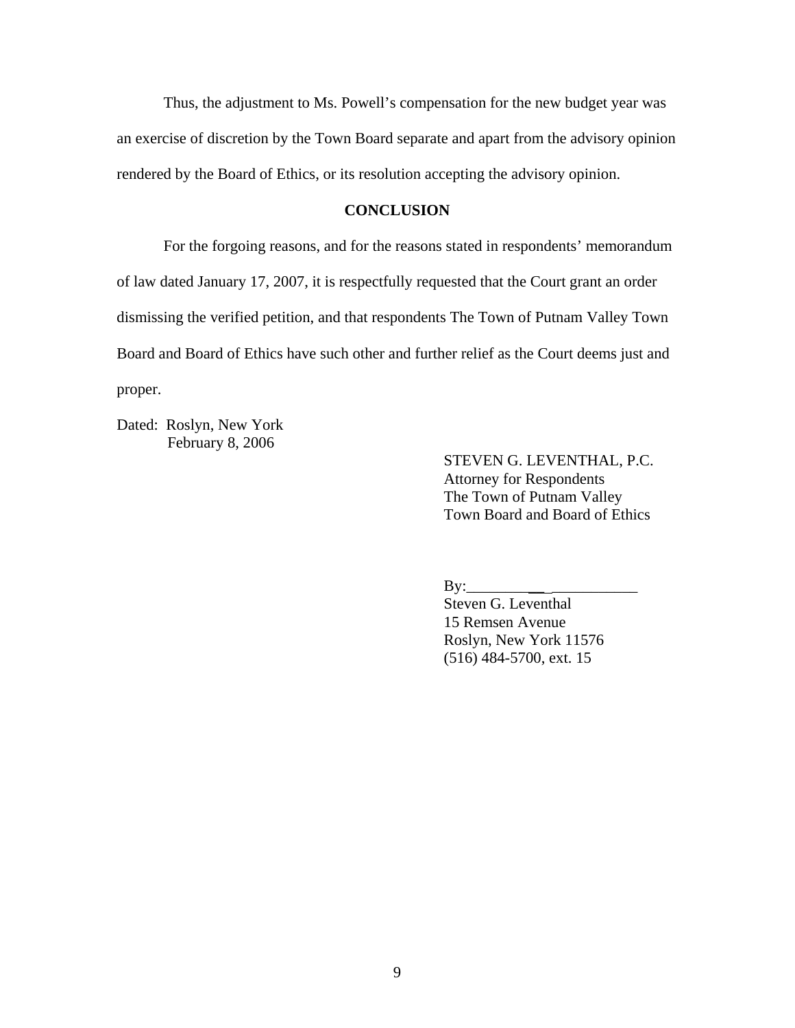Thus, the adjustment to Ms. Powell's compensation for the new budget year was an exercise of discretion by the Town Board separate and apart from the advisory opinion rendered by the Board of Ethics, or its resolution accepting the advisory opinion.

## CONCLUSION

For the forgoing reasons, and for the reasons stated in respondents' memorandum of law dated January 17, 2007, it is respectfully requested that the Court grant an order dismissing the verified petition, and that respondents The Town of Putnam Valley Town Board and Board of Ethics have such other and further relief as the Court deems just and proper.

Dated: Roslyn, New York
February 8, 2006

STEVEN G. LEVENTHAL, P.C.
Attorney for Respondents
The Town of Putnam Valley
Town Board and Board of Ethics

By:________________________
Steven G. Leventhal
15 Remsen Avenue
Roslyn, New York 11576
(516) 484-5700, ext. 15